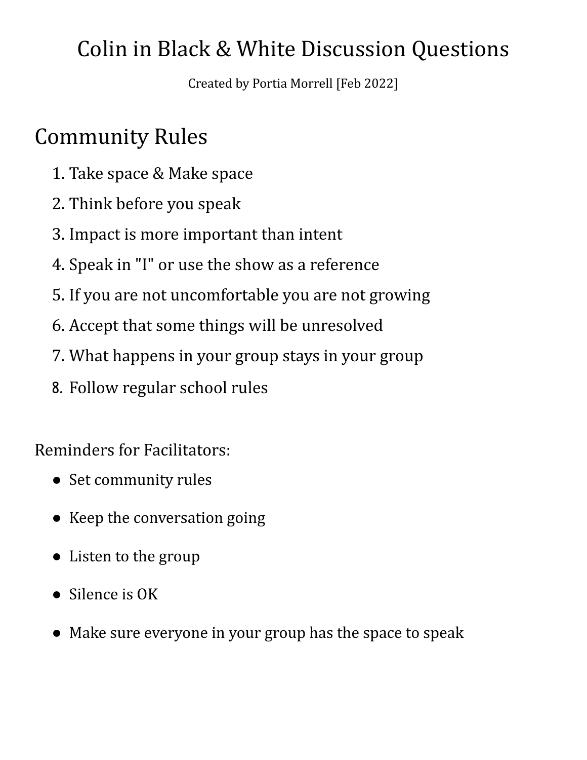# Colin in Black & White Discussion Questions

Created by Portia Morrell [Feb 2022]

## Community Rules

1. Take space & Make space
2. Think before you speak
3. Impact is more important than intent
4. Speak in "I" or use the show as a reference
5. If you are not uncomfortable you are not growing
6. Accept that some things will be unresolved
7. What happens in your group stays in your group
8. Follow regular school rules

Reminders for Facilitators:

- Set community rules
- Keep the conversation going
- Listen to the group
- Silence is OK
- Make sure everyone in your group has the space to speak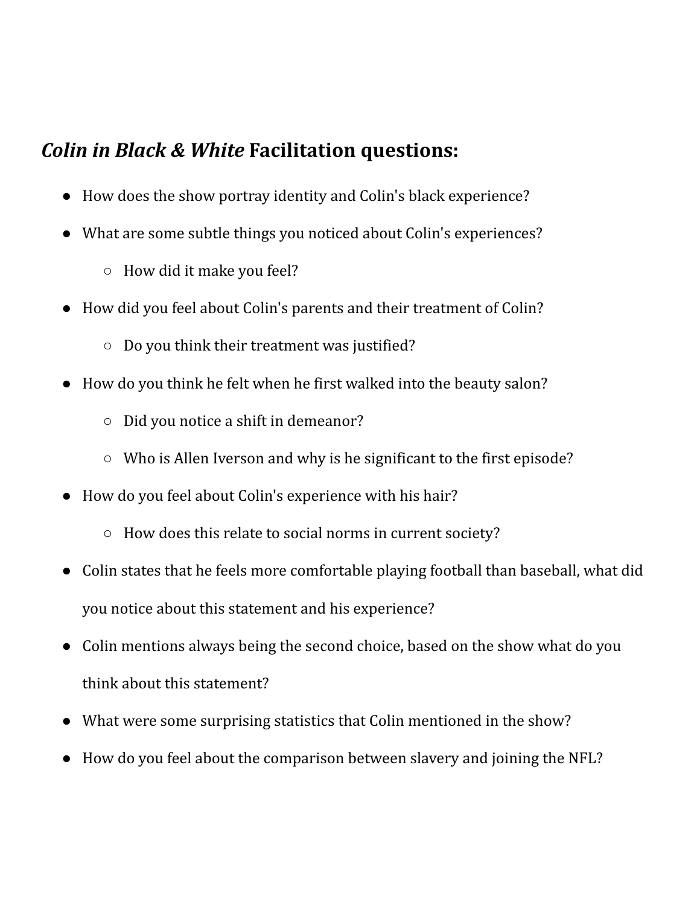## *Colin in Black & White* **Facilitation questions:**

- How does the show portray identity and Colin's black experience?
- What are some subtle things you noticed about Colin's experiences?
  - How did it make you feel?
- How did you feel about Colin's parents and their treatment of Colin?
  - Do you think their treatment was justified?
- How do you think he felt when he first walked into the beauty salon?
  - Did you notice a shift in demeanor?
  - Who is Allen Iverson and why is he significant to the first episode?
- How do you feel about Colin's experience with his hair?
  - How does this relate to social norms in current society?
- Colin states that he feels more comfortable playing football than baseball, what did you notice about this statement and his experience?
- Colin mentions always being the second choice, based on the show what do you think about this statement?
- What were some surprising statistics that Colin mentioned in the show?
- How do you feel about the comparison between slavery and joining the NFL?